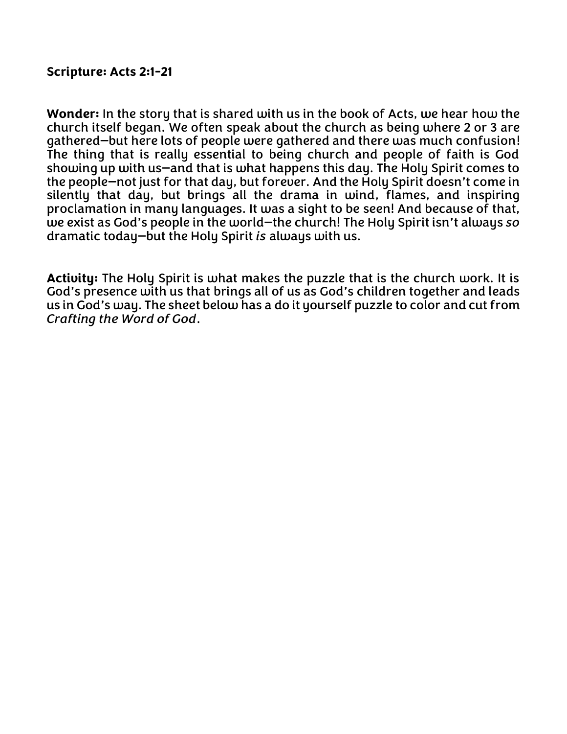**Scripture: Acts 2:1-21**

**Wonder:** In the story that is shared with us in the book of Acts, we hear how the church itself began. We often speak about the church as being where 2 or 3 are gathered—but here lots of people were gathered and there was much confusion! The thing that is really essential to being church and people of faith is God showing up with us—and that is what happens this day. The Holy Spirit comes to the people—not just for that day, but forever. And the Holy Spirit doesn't come in silently that day, but brings all the drama in wind, flames, and inspiring proclamation in many languages. It was a sight to be seen! And because of that, we exist as God's people in the world—the church! The Holy Spirit isn't always *so* dramatic today—but the Holy Spirit *is* always with us.

**Activity:** The Holy Spirit is what makes the puzzle that is the church work. It is God's presence with us that brings all of us as God's children together and leads us in God's way. The sheet below has a do it yourself puzzle to color and cut from *Crafting the Word of God*.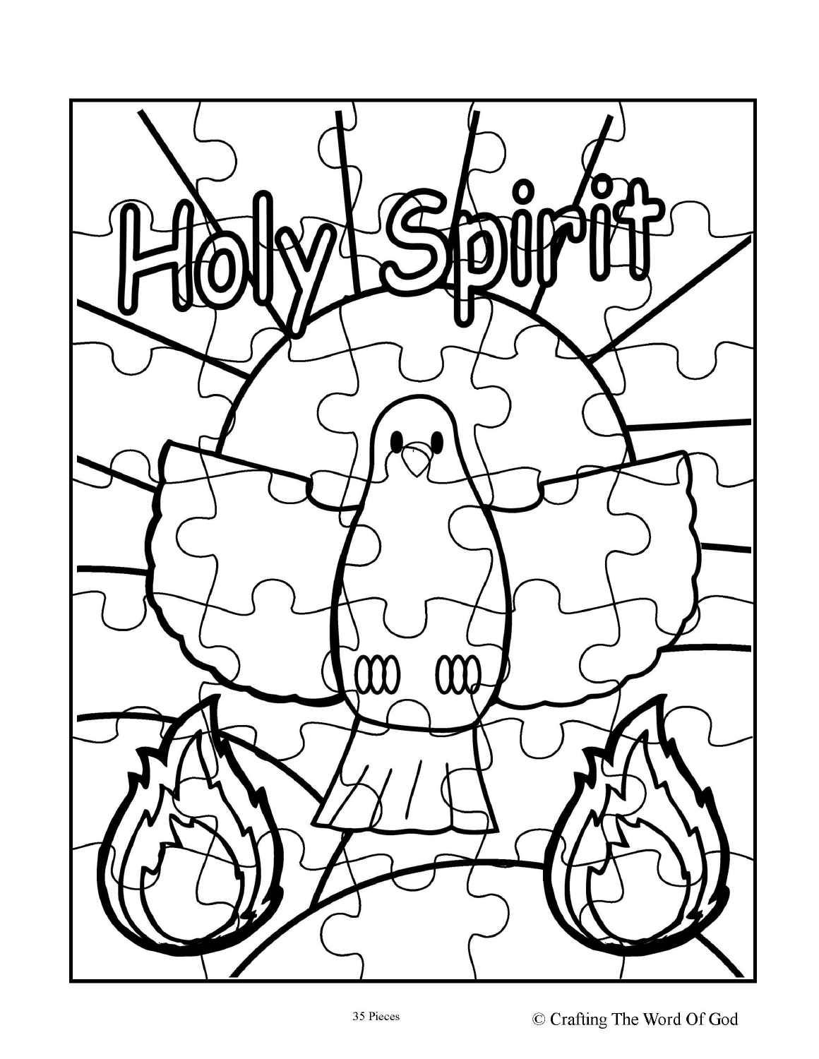Holy Spirit

35 Pieces

© Crafting The Word Of God